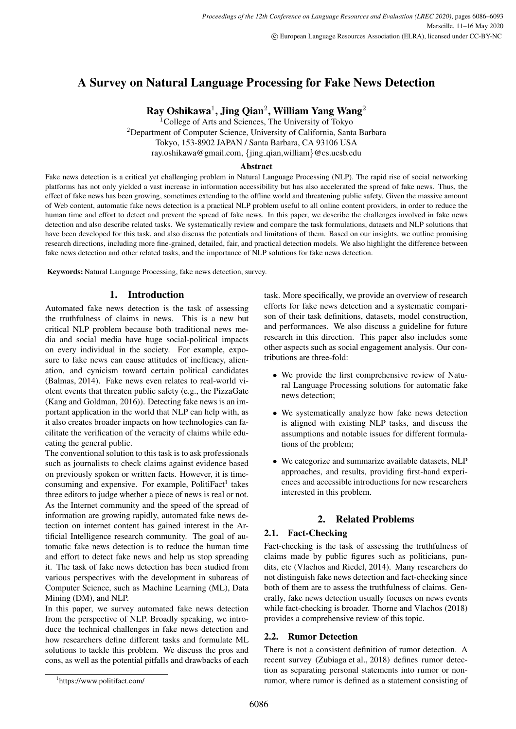# A Survey on Natural Language Processing for Fake News Detection

**Ray Oshikawa[1], Jing Qian[2], William Yang Wang[2]**

[1]College of Arts and Sciences, The University of Tokyo
[2]Department of Computer Science, University of California, Santa Barbara
Tokyo, 153-8902 JAPAN / Santa Barbara, CA 93106 USA
ray.oshikawa@gmail.com, {jing_qian,william}@cs.ucsb.edu

### Abstract

Fake news detection is a critical yet challenging problem in Natural Language Processing (NLP). The rapid rise of social networking platforms has not only yielded a vast increase in information accessibility but has also accelerated the spread of fake news. Thus, the effect of fake news has been growing, sometimes extending to the offline world and threatening public safety. Given the massive amount of Web content, automatic fake news detection is a practical NLP problem useful to all online content providers, in order to reduce the human time and effort to detect and prevent the spread of fake news. In this paper, we describe the challenges involved in fake news detection and also describe related tasks. We systematically review and compare the task formulations, datasets and NLP solutions that have been developed for this task, and also discuss the potentials and limitations of them. Based on our insights, we outline promising research directions, including more fine-grained, detailed, fair, and practical detection models. We also highlight the difference between fake news detection and other related tasks, and the importance of NLP solutions for fake news detection.

**Keywords:** Natural Language Processing, fake news detection, survey.

## 1. Introduction

Automated fake news detection is the task of assessing the truthfulness of claims in news. This is a new but critical NLP problem because both traditional news media and social media have huge social-political impacts on every individual in the society. For example, exposure to fake news can cause attitudes of inefficacy, alienation, and cynicism toward certain political candidates (Balmas, 2014). Fake news even relates to real-world violent events that threaten public safety (e.g., the PizzaGate (Kang and Goldman, 2016)). Detecting fake news is an important application in the world that NLP can help with, as it also creates broader impacts on how technologies can facilitate the verification of the veracity of claims while educating the general public.

The conventional solution to this task is to ask professionals such as journalists to check claims against evidence based on previously spoken or written facts. However, it is time-consuming and expensive. For example, PolitiFact[1] takes three editors to judge whether a piece of news is real or not. As the Internet community and the speed of the spread of information are growing rapidly, automated fake news detection on internet content has gained interest in the Artificial Intelligence research community. The goal of automatic fake news detection is to reduce the human time and effort to detect fake news and help us stop spreading it. The task of fake news detection has been studied from various perspectives with the development in subareas of Computer Science, such as Machine Learning (ML), Data Mining (DM), and NLP.

In this paper, we survey automated fake news detection from the perspective of NLP. Broadly speaking, we introduce the technical challenges in fake news detection and how researchers define different tasks and formulate ML solutions to tackle this problem. We discuss the pros and cons, as well as the potential pitfalls and drawbacks of each task. More specifically, we provide an overview of research efforts for fake news detection and a systematic comparison of their task definitions, datasets, model construction, and performances. We also discuss a guideline for future research in this direction. This paper also includes some other aspects such as social engagement analysis. Our contributions are three-fold:

- We provide the first comprehensive review of Natural Language Processing solutions for automatic fake news detection;
- We systematically analyze how fake news detection is aligned with existing NLP tasks, and discuss the assumptions and notable issues for different formulations of the problem;
- We categorize and summarize available datasets, NLP approaches, and results, providing first-hand experiences and accessible introductions for new researchers interested in this problem.

## 2. Related Problems

### 2.1. Fact-Checking

Fact-checking is the task of assessing the truthfulness of claims made by public figures such as politicians, pundits, etc (Vlachos and Riedel, 2014). Many researchers do not distinguish fake news detection and fact-checking since both of them are to assess the truthfulness of claims. Generally, fake news detection usually focuses on news events while fact-checking is broader. Thorne and Vlachos (2018) provides a comprehensive review of this topic.

### 2.2. Rumor Detection

There is not a consistent definition of rumor detection. A recent survey (Zubiaga et al., 2018) defines rumor detection as separating personal statements into rumor or non-rumor, where rumor is defined as a statement consisting of

[1]https://www.politifact.com/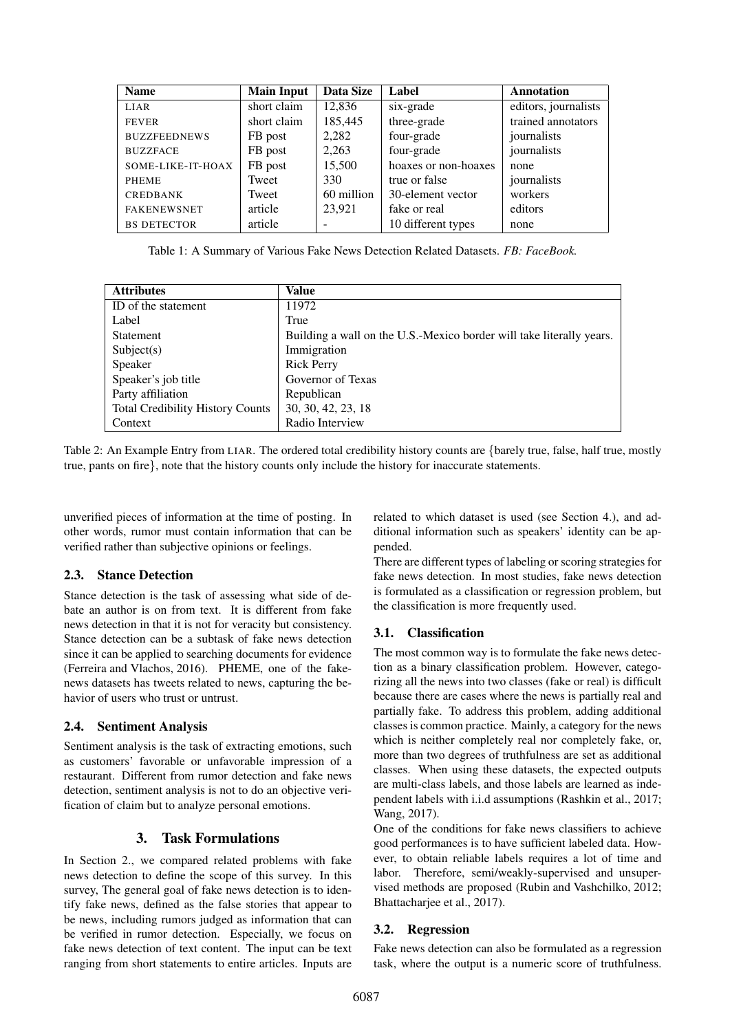| Name | Main Input | Data Size | Label | Annotation |
|---|---|---|---|---|
| LIAR | short claim | 12,836 | six-grade | editors, journalists |
| FEVER | short claim | 185,445 | three-grade | trained annotators |
| BUZZFEEDNEWS | FB post | 2,282 | four-grade | journalists |
| BUZZFACE | FB post | 2,263 | four-grade | journalists |
| SOME-LIKE-IT-HOAX | FB post | 15,500 | hoaxes or non-hoaxes | none |
| PHEME | Tweet | 330 | true or false | journalists |
| CREDBANK | Tweet | 60 million | 30-element vector | workers |
| FAKENEWSNET | article | 23,921 | fake or real | editors |
| BS DETECTOR | article | - | 10 different types | none |

Table 1: A Summary of Various Fake News Detection Related Datasets. *FB: FaceBook.*

| Attributes | Value |
|---|---|
| ID of the statement | 11972 |
| Label | True |
| Statement | Building a wall on the U.S.-Mexico border will take literally years. |
| Subject(s) | Immigration |
| Speaker | Rick Perry |
| Speaker's job title | Governor of Texas |
| Party affiliation | Republican |
| Total Credibility History Counts | 30, 30, 42, 23, 18 |
| Context | Radio Interview |

Table 2: An Example Entry from LIAR. The ordered total credibility history counts are {barely true, false, half true, mostly true, pants on fire}, note that the history counts only include the history for inaccurate statements.

unverified pieces of information at the time of posting. In other words, rumor must contain information that can be verified rather than subjective opinions or feelings.

### 2.3. Stance Detection

Stance detection is the task of assessing what side of debate an author is on from text. It is different from fake news detection in that it is not for veracity but consistency. Stance detection can be a subtask of fake news detection since it can be applied to searching documents for evidence (Ferreira and Vlachos, 2016). PHEME, one of the fake-news datasets has tweets related to news, capturing the behavior of users who trust or untrust.

### 2.4. Sentiment Analysis

Sentiment analysis is the task of extracting emotions, such as customers' favorable or unfavorable impression of a restaurant. Different from rumor detection and fake news detection, sentiment analysis is not to do an objective verification of claim but to analyze personal emotions.

## 3. Task Formulations

In Section 2., we compared related problems with fake news detection to define the scope of this survey. In this survey, The general goal of fake news detection is to identify fake news, defined as the false stories that appear to be news, including rumors judged as information that can be verified in rumor detection. Especially, we focus on fake news detection of text content. The input can be text ranging from short statements to entire articles. Inputs are related to which dataset is used (see Section 4.), and additional information such as speakers' identity can be appended.

There are different types of labeling or scoring strategies for fake news detection. In most studies, fake news detection is formulated as a classification or regression problem, but the classification is more frequently used.

### 3.1. Classification

The most common way is to formulate the fake news detection as a binary classification problem. However, categorizing all the news into two classes (fake or real) is difficult because there are cases where the news is partially real and partially fake. To address this problem, adding additional classes is common practice. Mainly, a category for the news which is neither completely real nor completely fake, or, more than two degrees of truthfulness are set as additional classes. When using these datasets, the expected outputs are multi-class labels, and those labels are learned as independent labels with i.i.d assumptions (Rashkin et al., 2017; Wang, 2017).

One of the conditions for fake news classifiers to achieve good performances is to have sufficient labeled data. However, to obtain reliable labels requires a lot of time and labor. Therefore, semi/weakly-supervised and unsupervised methods are proposed (Rubin and Vashchilko, 2012; Bhattacharjee et al., 2017).

### 3.2. Regression

Fake news detection can also be formulated as a regression task, where the output is a numeric score of truthfulness.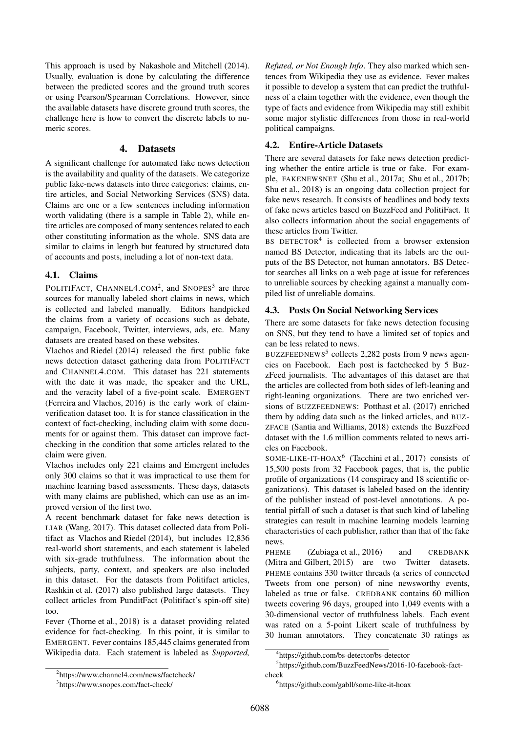This approach is used by Nakashole and Mitchell (2014). Usually, evaluation is done by calculating the difference between the predicted scores and the ground truth scores or using Pearson/Spearman Correlations. However, since the available datasets have discrete ground truth scores, the challenge here is how to convert the discrete labels to numeric scores.

## 4. Datasets

A significant challenge for automated fake news detection is the availability and quality of the datasets. We categorize public fake-news datasets into three categories: claims, entire articles, and Social Networking Services (SNS) data. Claims are one or a few sentences including information worth validating (there is a sample in Table 2), while entire articles are composed of many sentences related to each other constituting information as the whole. SNS data are similar to claims in length but featured by structured data of accounts and posts, including a lot of non-text data.

### 4.1. Claims

POLITIFACT, CHANNEL4.COM[2], and SNOPES[3] are three sources for manually labeled short claims in news, which is collected and labeled manually. Editors handpicked the claims from a variety of occasions such as debate, campaign, Facebook, Twitter, interviews, ads, etc. Many datasets are created based on these websites.

Vlachos and Riedel (2014) released the first public fake news detection dataset gathering data from POLITIFACT and CHANNEL4.COM. This dataset has 221 statements with the date it was made, the speaker and the URL, and the veracity label of a five-point scale. EMERGENT (Ferreira and Vlachos, 2016) is the early work of claim-verification dataset too. It is for stance classification in the context of fact-checking, including claim with some documents for or against them. This dataset can improve fact-checking in the condition that some articles related to the claim were given.

Vlachos includes only 221 claims and Emergent includes only 300 claims so that it was impractical to use them for machine learning based assessments. These days, datasets with many claims are published, which can use as an improved version of the first two.

A recent benchmark dataset for fake news detection is LIAR (Wang, 2017). This dataset collected data from Politifact as Vlachos and Riedel (2014), but includes 12,836 real-world short statements, and each statement is labeled with six-grade truthfulness. The information about the subjects, party, context, and speakers are also included in this dataset. For the datasets from Politifact articles, Rashkin et al. (2017) also published large datasets. They collect articles from PunditFact (Politifact's spin-off site) too.

FEVER (Thorne et al., 2018) is a dataset providing related evidence for fact-checking. In this point, it is similar to EMERGENT. FEVER contains 185,445 claims generated from Wikipedia data. Each statement is labeled as *Supported, Refuted, or Not Enough Info*. They also marked which sentences from Wikipedia they use as evidence. FEVER makes it possible to develop a system that can predict the truthfulness of a claim together with the evidence, even though the type of facts and evidence from Wikipedia may still exhibit some major stylistic differences from those in real-world political campaigns.

### 4.2. Entire-Article Datasets

There are several datasets for fake news detection predicting whether the entire article is true or fake. For example, FAKENEWSNET (Shu et al., 2017a; Shu et al., 2017b; Shu et al., 2018) is an ongoing data collection project for fake news research. It consists of headlines and body texts of fake news articles based on BuzzFeed and PolitiFact. It also collects information about the social engagements of these articles from Twitter.

BS DETECTOR[4] is collected from a browser extension named BS Detector, indicating that its labels are the outputs of the BS Detector, not human annotators. BS Detector searches all links on a web page at issue for references to unreliable sources by checking against a manually compiled list of unreliable domains.

### 4.3. Posts On Social Networking Services

There are some datasets for fake news detection focusing on SNS, but they tend to have a limited set of topics and can be less related to news.

BUZZFEEDNEWS[5] collects 2,282 posts from 9 news agencies on Facebook. Each post is factchecked by 5 BuzzFeed journalists. The advantages of this dataset are that the articles are collected from both sides of left-leaning and right-leaning organizations. There are two enriched versions of BUZZFEEDNEWS: Potthast et al. (2017) enriched them by adding data such as the linked articles, and BUZZFACE (Santia and Williams, 2018) extends the BuzzFeed dataset with the 1.6 million comments related to news articles on Facebook.

SOME-LIKE-IT-HOAX[6] (Tacchini et al., 2017) consists of 15,500 posts from 32 Facebook pages, that is, the public profile of organizations (14 conspiracy and 18 scientific organizations). This dataset is labeled based on the identity of the publisher instead of post-level annotations. A potential pitfall of such a dataset is that such kind of labeling strategies can result in machine learning models learning characteristics of each publisher, rather than that of the fake news.

PHEME (Zubiaga et al., 2016) and CREDBANK (Mitra and Gilbert, 2015) are two Twitter datasets. PHEME contains 330 twitter threads (a series of connected Tweets from one person) of nine newsworthy events, labeled as true or false. CREDBANK contains 60 million tweets covering 96 days, grouped into 1,049 events with a 30-dimensional vector of truthfulness labels. Each event was rated on a 5-point Likert scale of truthfulness by 30 human annotators. They concatenate 30 ratings as

[2] https://www.channel4.com/news/factcheck/

[3] https://www.snopes.com/fact-check/

[4] https://github.com/bs-detector/bs-detector

[5] https://github.com/BuzzFeedNews/2016-10-facebook-fact-check

[6] https://github.com/gabll/some-like-it-hoax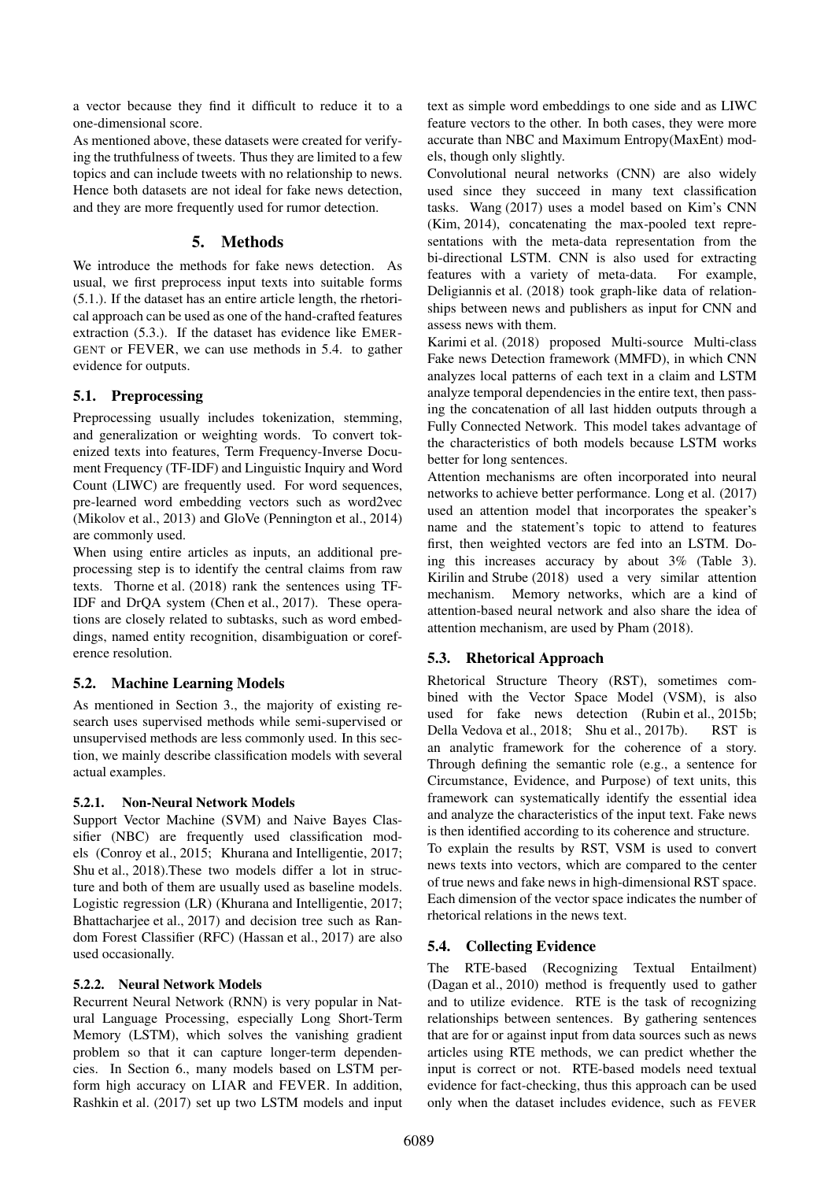a vector because they find it difficult to reduce it to a one-dimensional score.

As mentioned above, these datasets were created for verifying the truthfulness of tweets. Thus they are limited to a few topics and can include tweets with no relationship to news. Hence both datasets are not ideal for fake news detection, and they are more frequently used for rumor detection.

## 5. Methods

We introduce the methods for fake news detection. As usual, we first preprocess input texts into suitable forms (5.1.). If the dataset has an entire article length, the rhetorical approach can be used as one of the hand-crafted features extraction (5.3.). If the dataset has evidence like EMERGENT or FEVER, we can use methods in 5.4. to gather evidence for outputs.

### 5.1. Preprocessing

Preprocessing usually includes tokenization, stemming, and generalization or weighting words. To convert tokenized texts into features, Term Frequency-Inverse Document Frequency (TF-IDF) and Linguistic Inquiry and Word Count (LIWC) are frequently used. For word sequences, pre-learned word embedding vectors such as word2vec (Mikolov et al., 2013) and GloVe (Pennington et al., 2014) are commonly used.

When using entire articles as inputs, an additional preprocessing step is to identify the central claims from raw texts. Thorne et al. (2018) rank the sentences using TF-IDF and DrQA system (Chen et al., 2017). These operations are closely related to subtasks, such as word embeddings, named entity recognition, disambiguation or coreference resolution.

### 5.2. Machine Learning Models

As mentioned in Section 3., the majority of existing research uses supervised methods while semi-supervised or unsupervised methods are less commonly used. In this section, we mainly describe classification models with several actual examples.

#### 5.2.1. Non-Neural Network Models

Support Vector Machine (SVM) and Naive Bayes Classifier (NBC) are frequently used classification models (Conroy et al., 2015; Khurana and Intelligentie, 2017; Shu et al., 2018).These two models differ a lot in structure and both of them are usually used as baseline models. Logistic regression (LR) (Khurana and Intelligentie, 2017; Bhattacharjee et al., 2017) and decision tree such as Random Forest Classifier (RFC) (Hassan et al., 2017) are also used occasionally.

#### 5.2.2. Neural Network Models

Recurrent Neural Network (RNN) is very popular in Natural Language Processing, especially Long Short-Term Memory (LSTM), which solves the vanishing gradient problem so that it can capture longer-term dependencies. In Section 6., many models based on LSTM perform high accuracy on LIAR and FEVER. In addition, Rashkin et al. (2017) set up two LSTM models and input text as simple word embeddings to one side and as LIWC feature vectors to the other. In both cases, they were more accurate than NBC and Maximum Entropy(MaxEnt) models, though only slightly.

Convolutional neural networks (CNN) are also widely used since they succeed in many text classification tasks. Wang (2017) uses a model based on Kim's CNN (Kim, 2014), concatenating the max-pooled text representations with the meta-data representation from the bi-directional LSTM. CNN is also used for extracting features with a variety of meta-data. For example, Deligiannis et al. (2018) took graph-like data of relationships between news and publishers as input for CNN and assess news with them.

Karimi et al. (2018) proposed Multi-source Multi-class Fake news Detection framework (MMFD), in which CNN analyzes local patterns of each text in a claim and LSTM analyze temporal dependencies in the entire text, then passing the concatenation of all last hidden outputs through a Fully Connected Network. This model takes advantage of the characteristics of both models because LSTM works better for long sentences.

Attention mechanisms are often incorporated into neural networks to achieve better performance. Long et al. (2017) used an attention model that incorporates the speaker's name and the statement's topic to attend to features first, then weighted vectors are fed into an LSTM. Doing this increases accuracy by about 3% (Table 3). Kirilin and Strube (2018) used a very similar attention mechanism. Memory networks, which are a kind of attention-based neural network and also share the idea of attention mechanism, are used by Pham (2018).

### 5.3. Rhetorical Approach

Rhetorical Structure Theory (RST), sometimes combined with the Vector Space Model (VSM), is also used for fake news detection (Rubin et al., 2015b; Della Vedova et al., 2018; Shu et al., 2017b). RST is an analytic framework for the coherence of a story. Through defining the semantic role (e.g., a sentence for Circumstance, Evidence, and Purpose) of text units, this framework can systematically identify the essential idea and analyze the characteristics of the input text. Fake news is then identified according to its coherence and structure.

To explain the results by RST, VSM is used to convert news texts into vectors, which are compared to the center of true news and fake news in high-dimensional RST space. Each dimension of the vector space indicates the number of rhetorical relations in the news text.

### 5.4. Collecting Evidence

The RTE-based (Recognizing Textual Entailment) (Dagan et al., 2010) method is frequently used to gather and to utilize evidence. RTE is the task of recognizing relationships between sentences. By gathering sentences that are for or against input from data sources such as news articles using RTE methods, we can predict whether the input is correct or not. RTE-based models need textual evidence for fact-checking, thus this approach can be used only when the dataset includes evidence, such as FEVER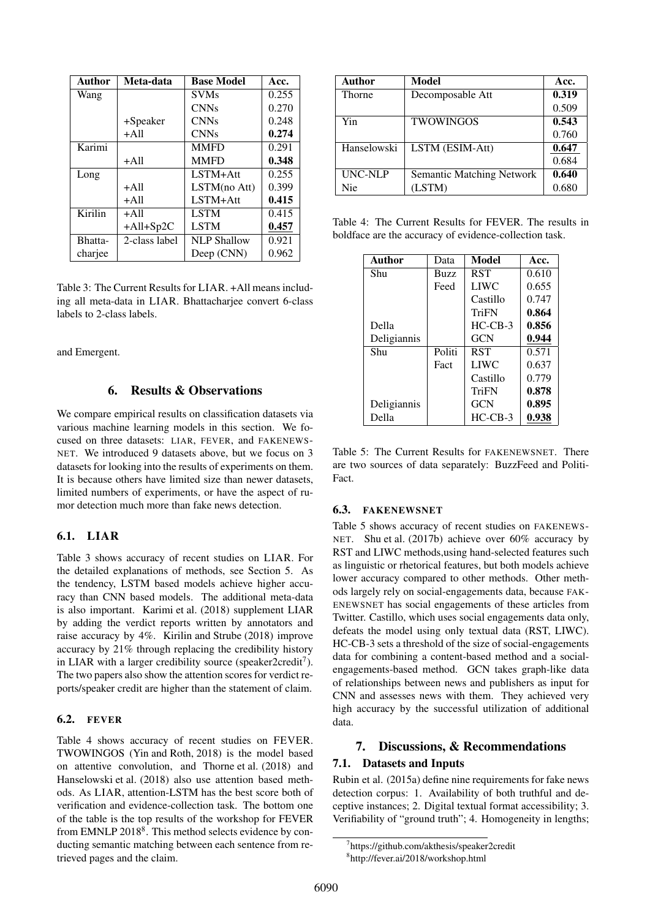| Author | Meta-data | Base Model | Acc. |
|---|---|---|---|
| Wang | | SVMs | 0.255 |
| | | CNNs | 0.270 |
| | +Speaker | CNNs | 0.248 |
| | +All | CNNs | **0.274** |
| Karimi | | MMFD | 0.291 |
| | +All | MMFD | **0.348** |
| Long | | LSTM+Att | 0.255 |
| | +All | LSTM(no Att) | 0.399 |
| | +All | LSTM+Att | **0.415** |
| Kirilin | +All | LSTM | 0.415 |
| | +All+Sp2C | LSTM | **0.457** |
| Bhatta-charjee | 2-class label | NLP Shallow | 0.921 |
| | | Deep (CNN) | 0.962 |

Table 3: The Current Results for LIAR. +All means including all meta-data in LIAR. Bhattacharjee convert 6-class labels to 2-class labels.

and Emergent.

## 6. Results & Observations

We compare empirical results on classification datasets via various machine learning models in this section. We focused on three datasets: LIAR, FEVER, and FAKENEWSNET. We introduced 9 datasets above, but we focus on 3 datasets for looking into the results of experiments on them. It is because others have limited size than newer datasets, limited numbers of experiments, or have the aspect of rumor detection much more than fake news detection.

### 6.1. LIAR

Table 3 shows accuracy of recent studies on LIAR. For the detailed explanations of methods, see Section 5. As the tendency, LSTM based models achieve higher accuracy than CNN based models. The additional meta-data is also important. Karimi et al. (2018) supplement LIAR by adding the verdict reports written by annotators and raise accuracy by 4%. Kirilin and Strube (2018) improve accuracy by 21% through replacing the credibility history in LIAR with a larger credibility source (speaker2credit[7]). The two papers also show the attention scores for verdict reports/speaker credit are higher than the statement of claim.

### 6.2. FEVER

Table 4 shows accuracy of recent studies on FEVER. TWOWINGOS (Yin and Roth, 2018) is the model based on attentive convolution, and Thorne et al. (2018) and Hanselowski et al. (2018) also use attention based methods. As LIAR, attention-LSTM has the best score both of verification and evidence-collection task. The bottom one of the table is the top results of the workshop for FEVER from EMNLP 2018[8]. This method selects evidence by conducting semantic matching between each sentence from retrieved pages and the claim.

| Author | Model | Acc. |
|---|---|---|
| Thorne | Decomposable Att | **0.319** |
| | | 0.509 |
| Yin | TWOWINGOS | **0.543** |
| | | 0.760 |
| Hanselowski | LSTM (ESIM-Att) | **0.647** |
| | | 0.684 |
| UNC-NLP | Semantic Matching Network | **0.640** |
| Nie | (LSTM) | 0.680 |

Table 4: The Current Results for FEVER. The results in boldface are the accuracy of evidence-collection task.

| Author | Data | Model | Acc. |
|---|---|---|---|
| Shu | Buzz | RST | 0.610 |
| | Feed | LIWC | 0.655 |
| | | Castillo | 0.747 |
| | | TriFN | **0.864** |
| Della | | HC-CB-3 | **0.856** |
| Deligiannis | | GCN | **0.944** |
| Shu | Politi | RST | 0.571 |
| | Fact | LIWC | 0.637 |
| | | Castillo | 0.779 |
| | | TriFN | **0.878** |
| Deligiannis | | GCN | **0.895** |
| Della | | HC-CB-3 | **0.938** |

Table 5: The Current Results for FAKENEWSNET. There are two sources of data separately: BuzzFeed and PolitiFact.

### 6.3. FAKENEWSNET

Table 5 shows accuracy of recent studies on FAKENEWSNET. Shu et al. (2017b) achieve over 60% accuracy by RST and LIWC methods,using hand-selected features such as linguistic or rhetorical features, but both models achieve lower accuracy compared to other methods. Other methods largely rely on social-engagements data, because FAKENEWSNET has social engagements of these articles from Twitter. Castillo, which uses social engagements data only, defeats the model using only textual data (RST, LIWC). HC-CB-3 sets a threshold of the size of social-engagements data for combining a content-based method and a social-engagements-based method. GCN takes graph-like data of relationships between news and publishers as input for CNN and assesses news with them. They achieved very high accuracy by the successful utilization of additional data.

## 7. Discussions, & Recommendations

### 7.1. Datasets and Inputs

Rubin et al. (2015a) define nine requirements for fake news detection corpus: 1. Availability of both truthful and deceptive instances; 2. Digital textual format accessibility; 3. Verifiability of "ground truth"; 4. Homogeneity in lengths;

[7] https://github.com/akthesis/speaker2credit

[8] http://fever.ai/2018/workshop.html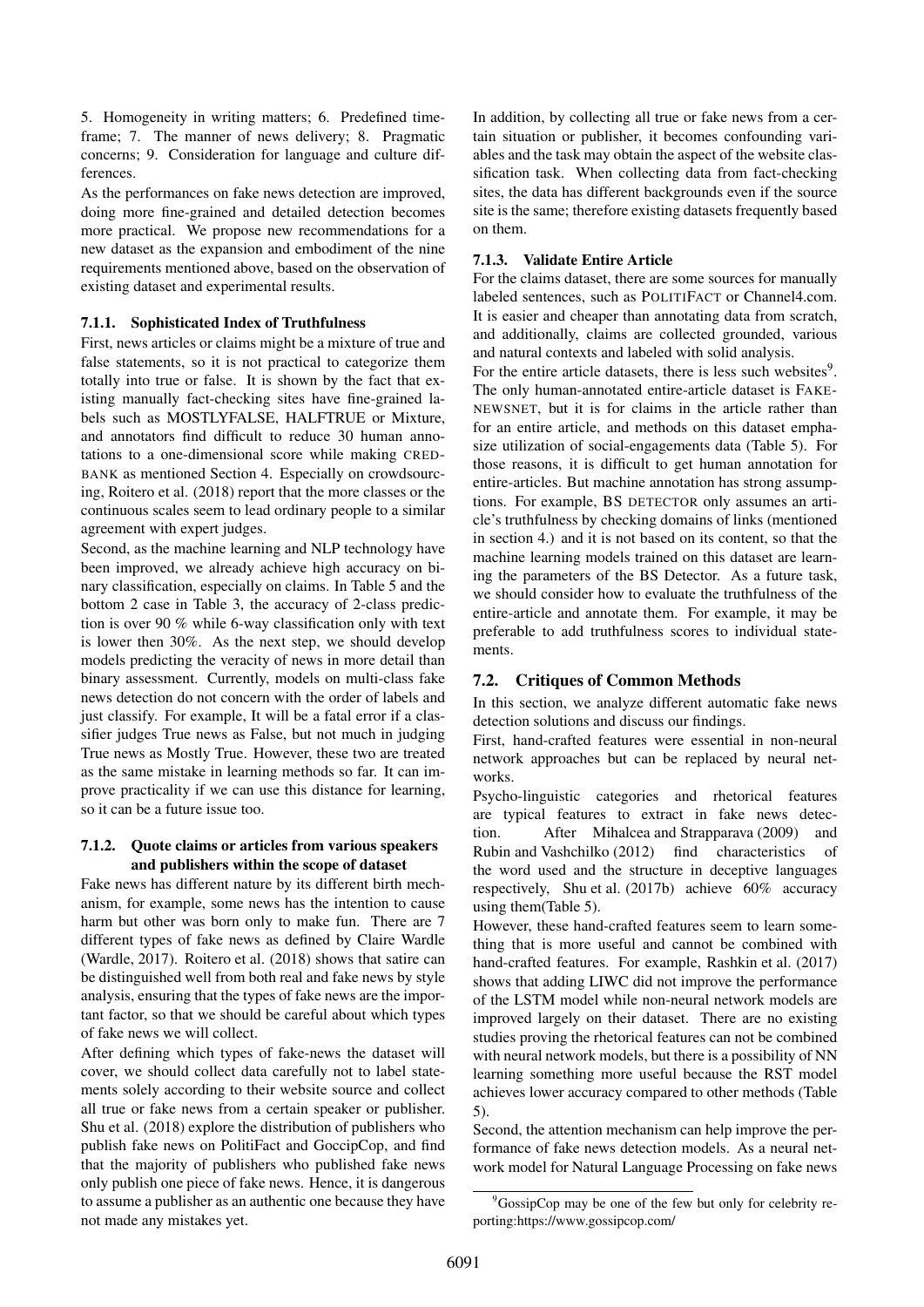5. Homogeneity in writing matters; 6. Predefined timeframe; 7. The manner of news delivery; 8. Pragmatic concerns; 9. Consideration for language and culture differences.

As the performances on fake news detection are improved, doing more fine-grained and detailed detection becomes more practical. We propose new recommendations for a new dataset as the expansion and embodiment of the nine requirements mentioned above, based on the observation of existing dataset and experimental results.

#### 7.1.1. Sophisticated Index of Truthfulness

First, news articles or claims might be a mixture of true and false statements, so it is not practical to categorize them totally into true or false. It is shown by the fact that existing manually fact-checking sites have fine-grained labels such as MOSTLYFALSE, HALFTRUE or Mixture, and annotators find difficult to reduce 30 human annotations to a one-dimensional score while making CREDBANK as mentioned Section 4. Especially on crowdsourcing, Roitero et al. (2018) report that the more classes or the continuous scales seem to lead ordinary people to a similar agreement with expert judges.

Second, as the machine learning and NLP technology have been improved, we already achieve high accuracy on binary classification, especially on claims. In Table 5 and the bottom 2 case in Table 3, the accuracy of 2-class prediction is over 90 % while 6-way classification only with text is lower then 30%. As the next step, we should develop models predicting the veracity of news in more detail than binary assessment. Currently, models on multi-class fake news detection do not concern with the order of labels and just classify. For example, It will be a fatal error if a classifier judges True news as False, but not much in judging True news as Mostly True. However, these two are treated as the same mistake in learning methods so far. It can improve practicality if we can use this distance for learning, so it can be a future issue too.

#### 7.1.2. Quote claims or articles from various speakers and publishers within the scope of dataset

Fake news has different nature by its different birth mechanism, for example, some news has the intention to cause harm but other was born only to make fun. There are 7 different types of fake news as defined by Claire Wardle (Wardle, 2017). Roitero et al. (2018) shows that satire can be distinguished well from both real and fake news by style analysis, ensuring that the types of fake news are the important factor, so that we should be careful about which types of fake news we will collect.

After defining which types of fake-news the dataset will cover, we should collect data carefully not to label statements solely according to their website source and collect all true or fake news from a certain speaker or publisher. Shu et al. (2018) explore the distribution of publishers who publish fake news on PolitiFact and GoccipCop, and find that the majority of publishers who published fake news only publish one piece of fake news. Hence, it is dangerous to assume a publisher as an authentic one because they have not made any mistakes yet.

In addition, by collecting all true or fake news from a certain situation or publisher, it becomes confounding variables and the task may obtain the aspect of the website classification task. When collecting data from fact-checking sites, the data has different backgrounds even if the source site is the same; therefore existing datasets frequently based on them.

#### 7.1.3. Validate Entire Article

For the claims dataset, there are some sources for manually labeled sentences, such as POLITIFACT or Channel4.com. It is easier and cheaper than annotating data from scratch, and additionally, claims are collected grounded, various and natural contexts and labeled with solid analysis.

For the entire article datasets, there is less such websites[9]. The only human-annotated entire-article dataset is FAKENEWSNET, but it is for claims in the article rather than for an entire article, and methods on this dataset emphasize utilization of social-engagements data (Table 5). For those reasons, it is difficult to get human annotation for entire-articles. But machine annotation has strong assumptions. For example, BS DETECTOR only assumes an article's truthfulness by checking domains of links (mentioned in section 4.) and it is not based on its content, so that the machine learning models trained on this dataset are learning the parameters of the BS Detector. As a future task, we should consider how to evaluate the truthfulness of the entire-article and annotate them. For example, it may be preferable to add truthfulness scores to individual statements.

### 7.2. Critiques of Common Methods

In this section, we analyze different automatic fake news detection solutions and discuss our findings.

First, hand-crafted features were essential in non-neural network approaches but can be replaced by neural networks.

Psycho-linguistic categories and rhetorical features are typical features to extract in fake news detection. After Mihalcea and Strapparava (2009) and Rubin and Vashchilko (2012) find characteristics of the word used and the structure in deceptive languages respectively, Shu et al. (2017b) achieve 60% accuracy using them(Table 5).

However, these hand-crafted features seem to learn something that is more useful and cannot be combined with hand-crafted features. For example, Rashkin et al. (2017) shows that adding LIWC did not improve the performance of the LSTM model while non-neural network models are improved largely on their dataset. There are no existing studies proving the rhetorical features can not be combined with neural network models, but there is a possibility of NN learning something more useful because the RST model achieves lower accuracy compared to other methods (Table 5).

Second, the attention mechanism can help improve the performance of fake news detection models. As a neural network model for Natural Language Processing on fake news

[9] GossipCop may be one of the few but only for celebrity reporting:https://www.gossipcop.com/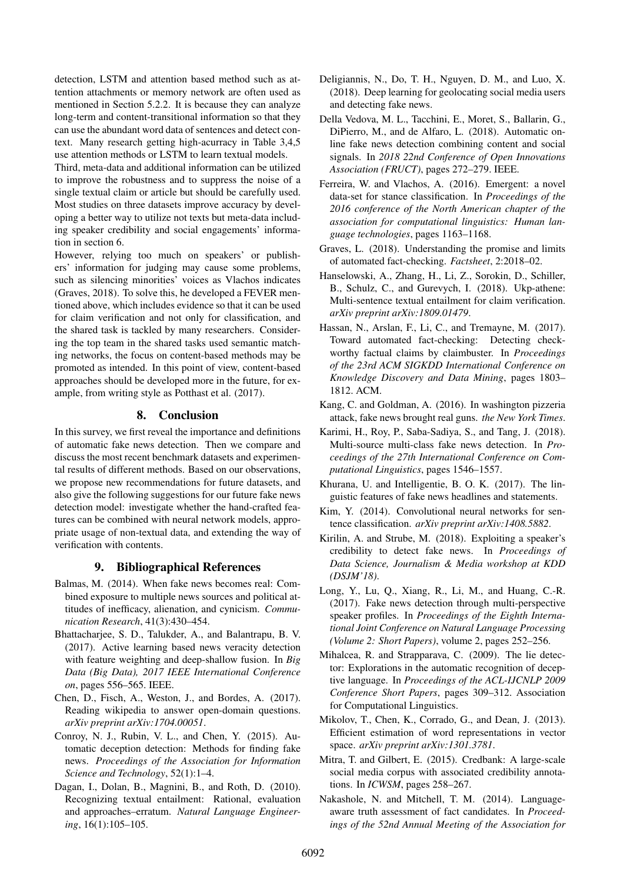detection, LSTM and attention based method such as attention attachments or memory network are often used as mentioned in Section 5.2.2. It is because they can analyze long-term and content-transitional information so that they can use the abundant word data of sentences and detect context. Many research getting high-acurracy in Table 3,4,5 use attention methods or LSTM to learn textual models.

Third, meta-data and additional information can be utilized to improve the robustness and to suppress the noise of a single textual claim or article but should be carefully used. Most studies on three datasets improve accuracy by developing a better way to utilize not texts but meta-data including speaker credibility and social engagements' information in section 6.

However, relying too much on speakers' or publishers' information for judging may cause some problems, such as silencing minorities' voices as Vlachos indicates (Graves, 2018). To solve this, he developed a FEVER mentioned above, which includes evidence so that it can be used for claim verification and not only for classification, and the shared task is tackled by many researchers. Considering the top team in the shared tasks used semantic matching networks, the focus on content-based methods may be promoted as intended. In this point of view, content-based approaches should be developed more in the future, for example, from writing style as Potthast et al. (2017).

## 8. Conclusion

In this survey, we first reveal the importance and definitions of automatic fake news detection. Then we compare and discuss the most recent benchmark datasets and experimental results of different methods. Based on our observations, we propose new recommendations for future datasets, and also give the following suggestions for our future fake news detection model: investigate whether the hand-crafted features can be combined with neural network models, appropriate usage of non-textual data, and extending the way of verification with contents.

## 9. Bibliographical References

Balmas, M. (2014). When fake news becomes real: Combined exposure to multiple news sources and political attitudes of inefficacy, alienation, and cynicism. *Communication Research*, 41(3):430–454.

Bhattacharjee, S. D., Talukder, A., and Balantrapu, B. V. (2017). Active learning based news veracity detection with feature weighting and deep-shallow fusion. In *Big Data (Big Data), 2017 IEEE International Conference on*, pages 556–565. IEEE.

Chen, D., Fisch, A., Weston, J., and Bordes, A. (2017). Reading wikipedia to answer open-domain questions. *arXiv preprint arXiv:1704.00051*.

Conroy, N. J., Rubin, V. L., and Chen, Y. (2015). Automatic deception detection: Methods for finding fake news. *Proceedings of the Association for Information Science and Technology*, 52(1):1–4.

Dagan, I., Dolan, B., Magnini, B., and Roth, D. (2010). Recognizing textual entailment: Rational, evaluation and approaches–erratum. *Natural Language Engineering*, 16(1):105–105.

Deligiannis, N., Do, T. H., Nguyen, D. M., and Luo, X. (2018). Deep learning for geolocating social media users and detecting fake news.

Della Vedova, M. L., Tacchini, E., Moret, S., Ballarin, G., DiPierro, M., and de Alfaro, L. (2018). Automatic online fake news detection combining content and social signals. In *2018 22nd Conference of Open Innovations Association (FRUCT)*, pages 272–279. IEEE.

Ferreira, W. and Vlachos, A. (2016). Emergent: a novel data-set for stance classification. In *Proceedings of the 2016 conference of the North American chapter of the association for computational linguistics: Human language technologies*, pages 1163–1168.

Graves, L. (2018). Understanding the promise and limits of automated fact-checking. *Factsheet*, 2:2018–02.

Hanselowski, A., Zhang, H., Li, Z., Sorokin, D., Schiller, B., Schulz, C., and Gurevych, I. (2018). Ukp-athene: Multi-sentence textual entailment for claim verification. *arXiv preprint arXiv:1809.01479*.

Hassan, N., Arslan, F., Li, C., and Tremayne, M. (2017). Toward automated fact-checking: Detecting check-worthy factual claims by claimbuster. In *Proceedings of the 23rd ACM SIGKDD International Conference on Knowledge Discovery and Data Mining*, pages 1803–1812. ACM.

Kang, C. and Goldman, A. (2016). In washington pizzeria attack, fake news brought real guns. *the New York Times*.

Karimi, H., Roy, P., Saba-Sadiya, S., and Tang, J. (2018). Multi-source multi-class fake news detection. In *Proceedings of the 27th International Conference on Computational Linguistics*, pages 1546–1557.

Khurana, U. and Intelligentie, B. O. K. (2017). The linguistic features of fake news headlines and statements.

Kim, Y. (2014). Convolutional neural networks for sentence classification. *arXiv preprint arXiv:1408.5882*.

Kirilin, A. and Strube, M. (2018). Exploiting a speaker's credibility to detect fake news. In *Proceedings of Data Science, Journalism & Media workshop at KDD (DSJM'18)*.

Long, Y., Lu, Q., Xiang, R., Li, M., and Huang, C.-R. (2017). Fake news detection through multi-perspective speaker profiles. In *Proceedings of the Eighth International Joint Conference on Natural Language Processing (Volume 2: Short Papers)*, volume 2, pages 252–256.

Mihalcea, R. and Strapparava, C. (2009). The lie detector: Explorations in the automatic recognition of deceptive language. In *Proceedings of the ACL-IJCNLP 2009 Conference Short Papers*, pages 309–312. Association for Computational Linguistics.

Mikolov, T., Chen, K., Corrado, G., and Dean, J. (2013). Efficient estimation of word representations in vector space. *arXiv preprint arXiv:1301.3781*.

Mitra, T. and Gilbert, E. (2015). Credbank: A large-scale social media corpus with associated credibility annotations. In *ICWSM*, pages 258–267.

Nakashole, N. and Mitchell, T. M. (2014). Language-aware truth assessment of fact candidates. In *Proceedings of the 52nd Annual Meeting of the Association for*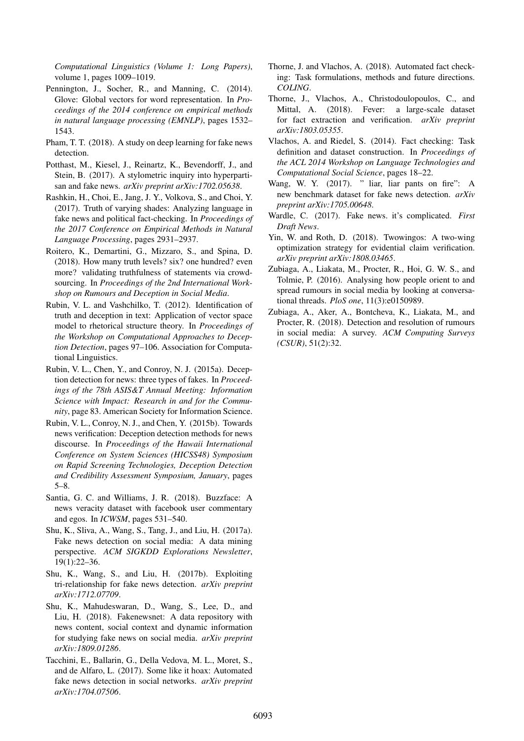*Computational Linguistics (Volume 1: Long Papers)*, volume 1, pages 1009–1019.

Pennington, J., Socher, R., and Manning, C. (2014). Glove: Global vectors for word representation. In *Proceedings of the 2014 conference on empirical methods in natural language processing (EMNLP)*, pages 1532–1543.

Pham, T. T. (2018). A study on deep learning for fake news detection.

Potthast, M., Kiesel, J., Reinartz, K., Bevendorff, J., and Stein, B. (2017). A stylometric inquiry into hyperpartisan and fake news. *arXiv preprint arXiv:1702.05638*.

Rashkin, H., Choi, E., Jang, J. Y., Volkova, S., and Choi, Y. (2017). Truth of varying shades: Analyzing language in fake news and political fact-checking. In *Proceedings of the 2017 Conference on Empirical Methods in Natural Language Processing*, pages 2931–2937.

Roitero, K., Demartini, G., Mizzaro, S., and Spina, D. (2018). How many truth levels? six? one hundred? even more? validating truthfulness of statements via crowdsourcing. In *Proceedings of the 2nd International Workshop on Rumours and Deception in Social Media*.

Rubin, V. L. and Vashchilko, T. (2012). Identification of truth and deception in text: Application of vector space model to rhetorical structure theory. In *Proceedings of the Workshop on Computational Approaches to Deception Detection*, pages 97–106. Association for Computational Linguistics.

Rubin, V. L., Chen, Y., and Conroy, N. J. (2015a). Deception detection for news: three types of fakes. In *Proceedings of the 78th ASIS&T Annual Meeting: Information Science with Impact: Research in and for the Community*, page 83. American Society for Information Science.

Rubin, V. L., Conroy, N. J., and Chen, Y. (2015b). Towards news verification: Deception detection methods for news discourse. In *Proceedings of the Hawaii International Conference on System Sciences (HICSS48) Symposium on Rapid Screening Technologies, Deception Detection and Credibility Assessment Symposium, January*, pages 5–8.

Santia, G. C. and Williams, J. R. (2018). Buzzface: A news veracity dataset with facebook user commentary and egos. In *ICWSM*, pages 531–540.

Shu, K., Sliva, A., Wang, S., Tang, J., and Liu, H. (2017a). Fake news detection on social media: A data mining perspective. *ACM SIGKDD Explorations Newsletter*, 19(1):22–36.

Shu, K., Wang, S., and Liu, H. (2017b). Exploiting tri-relationship for fake news detection. *arXiv preprint arXiv:1712.07709*.

Shu, K., Mahudeswaran, D., Wang, S., Lee, D., and Liu, H. (2018). Fakenewsnet: A data repository with news content, social context and dynamic information for studying fake news on social media. *arXiv preprint arXiv:1809.01286*.

Tacchini, E., Ballarin, G., Della Vedova, M. L., Moret, S., and de Alfaro, L. (2017). Some like it hoax: Automated fake news detection in social networks. *arXiv preprint arXiv:1704.07506*.

Thorne, J. and Vlachos, A. (2018). Automated fact checking: Task formulations, methods and future directions. *COLING*.

Thorne, J., Vlachos, A., Christodoulopoulos, C., and Mittal, A. (2018). Fever: a large-scale dataset for fact extraction and verification. *arXiv preprint arXiv:1803.05355*.

Vlachos, A. and Riedel, S. (2014). Fact checking: Task definition and dataset construction. In *Proceedings of the ACL 2014 Workshop on Language Technologies and Computational Social Science*, pages 18–22.

Wang, W. Y. (2017). " liar, liar pants on fire": A new benchmark dataset for fake news detection. *arXiv preprint arXiv:1705.00648*.

Wardle, C. (2017). Fake news. it's complicated. *First Draft News*.

Yin, W. and Roth, D. (2018). Twowingos: A two-wing optimization strategy for evidential claim verification. *arXiv preprint arXiv:1808.03465*.

Zubiaga, A., Liakata, M., Procter, R., Hoi, G. W. S., and Tolmie, P. (2016). Analysing how people orient to and spread rumours in social media by looking at conversational threads. *PloS one*, 11(3):e0150989.

Zubiaga, A., Aker, A., Bontcheva, K., Liakata, M., and Procter, R. (2018). Detection and resolution of rumours in social media: A survey. *ACM Computing Surveys (CSUR)*, 51(2):32.